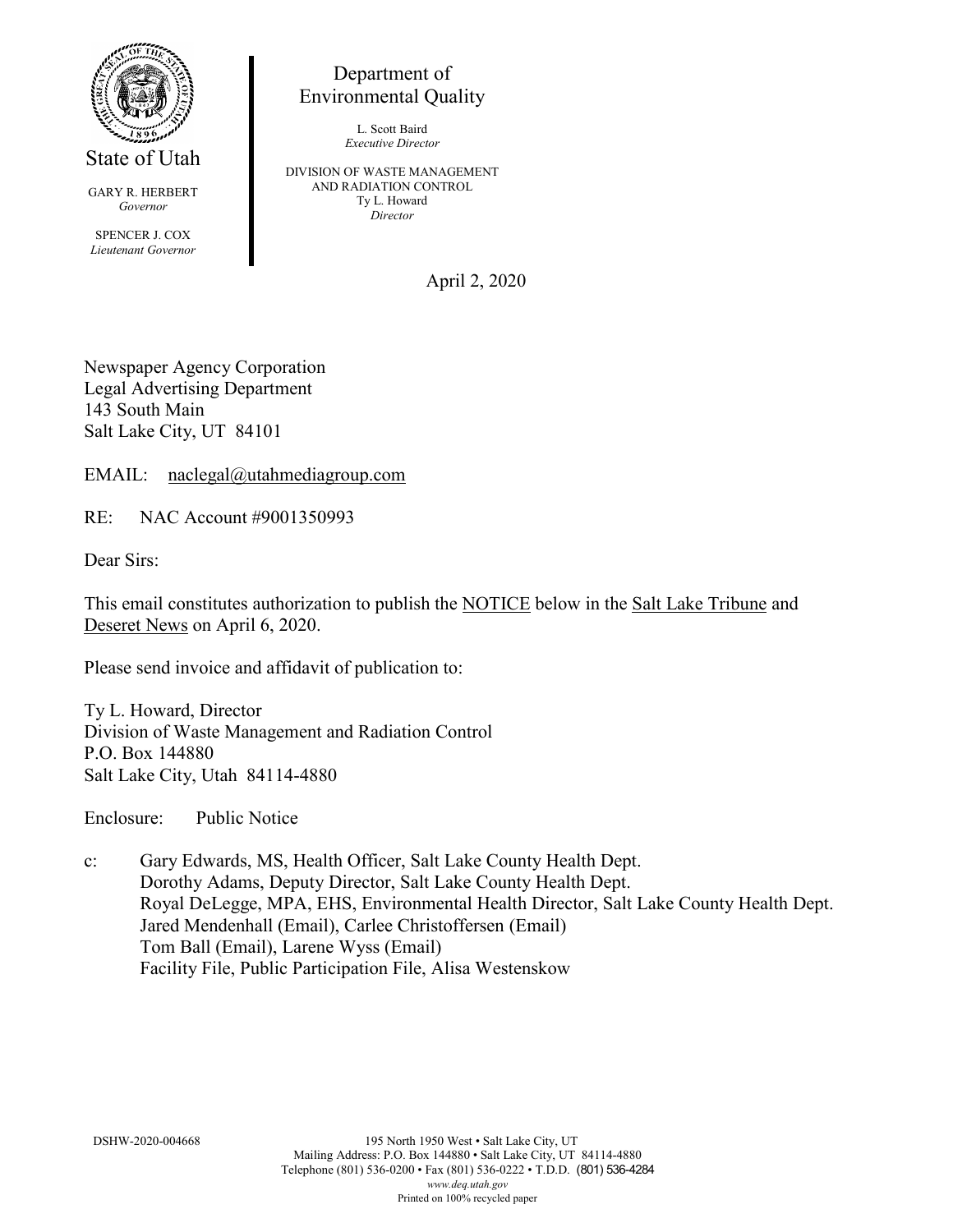State of Utah

GARY R. HERBERT
*Governor*

SPENCER J. COX
*Lieutenant Governor*

Department of Environmental Quality

L. Scott Baird
*Executive Director*

DIVISION OF WASTE MANAGEMENT AND RADIATION CONTROL
Ty L. Howard
*Director*

April 2, 2020

Newspaper Agency Corporation
Legal Advertising Department
143 South Main
Salt Lake City, UT 84101

EMAIL: naclegal@utahmediagroup.com

RE: NAC Account #9001350993

Dear Sirs:

This email constitutes authorization to publish the NOTICE below in the Salt Lake Tribune and Deseret News on April 6, 2020.

Please send invoice and affidavit of publication to:

Ty L. Howard, Director
Division of Waste Management and Radiation Control
P.O. Box 144880
Salt Lake City, Utah 84114-4880

Enclosure: Public Notice

c: Gary Edwards, MS, Health Officer, Salt Lake County Health Dept.
Dorothy Adams, Deputy Director, Salt Lake County Health Dept.
Royal DeLegge, MPA, EHS, Environmental Health Director, Salt Lake County Health Dept.
Jared Mendenhall (Email), Carlee Christoffersen (Email)
Tom Ball (Email), Larene Wyss (Email)
Facility File, Public Participation File, Alisa Westenskow

DSHW-2020-004668

195 North 1950 West • Salt Lake City, UT
Mailing Address: P.O. Box 144880 • Salt Lake City, UT 84114-4880
Telephone (801) 536-0200 • Fax (801) 536-0222 • T.D.D. (801) 536-4284
*www.deq.utah.gov*
Printed on 100% recycled paper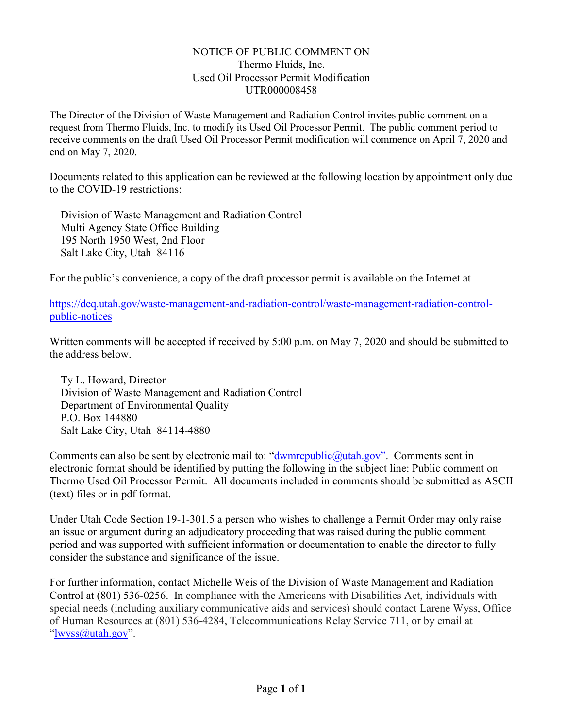NOTICE OF PUBLIC COMMENT ON
Thermo Fluids, Inc.
Used Oil Processor Permit Modification
UTR000008458

The Director of the Division of Waste Management and Radiation Control invites public comment on a request from Thermo Fluids, Inc. to modify its Used Oil Processor Permit. The public comment period to receive comments on the draft Used Oil Processor Permit modification will commence on April 7, 2020 and end on May 7, 2020.

Documents related to this application can be reviewed at the following location by appointment only due to the COVID-19 restrictions:

Division of Waste Management and Radiation Control
Multi Agency State Office Building
195 North 1950 West, 2nd Floor
Salt Lake City, Utah 84116

For the public's convenience, a copy of the draft processor permit is available on the Internet at

https://deq.utah.gov/waste-management-and-radiation-control/waste-management-radiation-control-public-notices

Written comments will be accepted if received by 5:00 p.m. on May 7, 2020 and should be submitted to the address below.

Ty L. Howard, Director
Division of Waste Management and Radiation Control
Department of Environmental Quality
P.O. Box 144880
Salt Lake City, Utah 84114-4880

Comments can also be sent by electronic mail to: "dwmrcpublic@utah.gov". Comments sent in electronic format should be identified by putting the following in the subject line: Public comment on Thermo Used Oil Processor Permit. All documents included in comments should be submitted as ASCII (text) files or in pdf format.

Under Utah Code Section 19-1-301.5 a person who wishes to challenge a Permit Order may only raise an issue or argument during an adjudicatory proceeding that was raised during the public comment period and was supported with sufficient information or documentation to enable the director to fully consider the substance and significance of the issue.

For further information, contact Michelle Weis of the Division of Waste Management and Radiation Control at (801) 536-0256. In compliance with the Americans with Disabilities Act, individuals with special needs (including auxiliary communicative aids and services) should contact Larene Wyss, Office of Human Resources at (801) 536-4284, Telecommunications Relay Service 711, or by email at "lwyss@utah.gov".